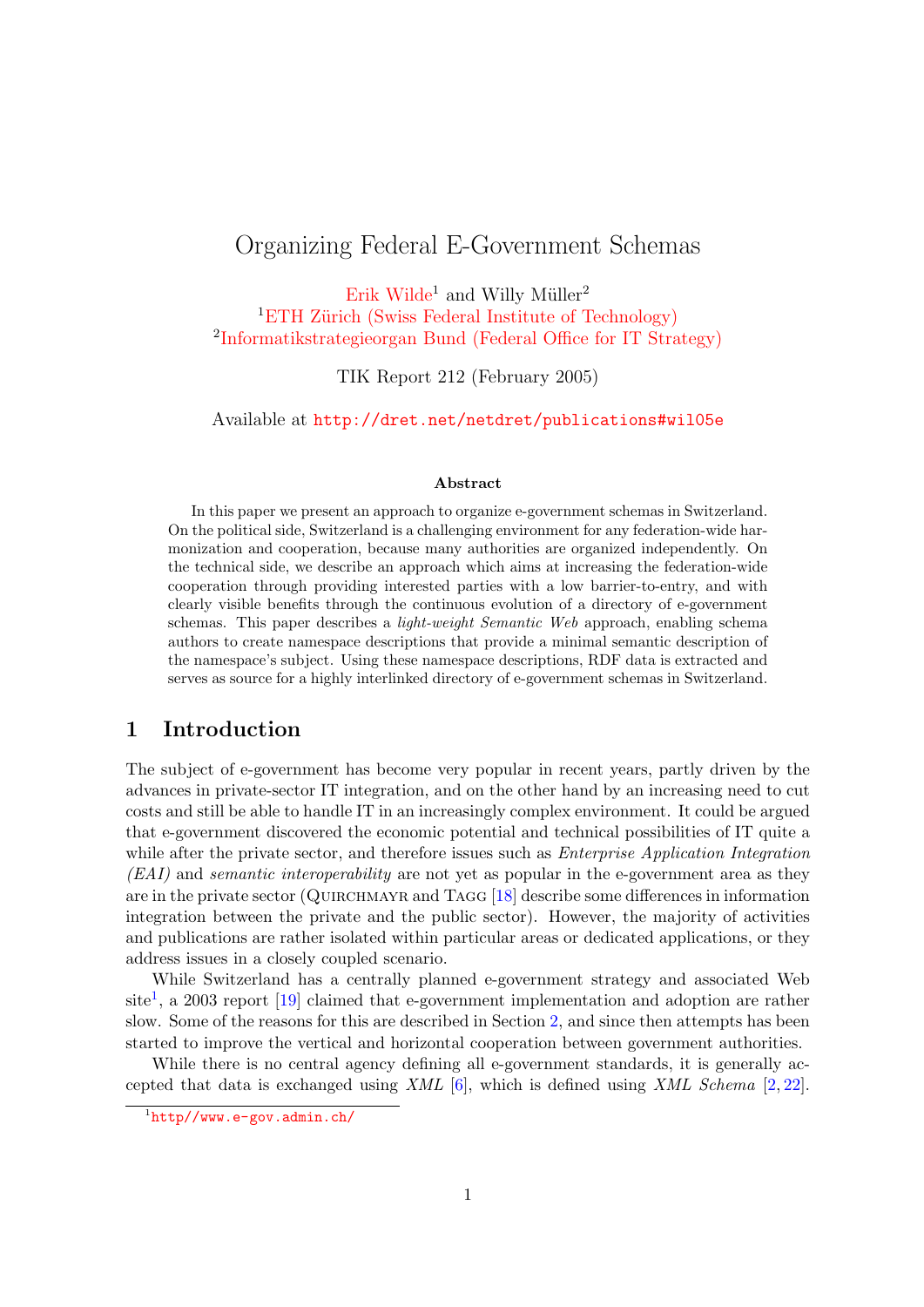# Organizing Federal E-Government Schemas

Erik Wilde[1] and Willy Müller[2]

[1]ETH Zürich (Swiss Federal Institute of Technology)

[2]Informatikstrategieorgan Bund (Federal Office for IT Strategy)

TIK Report 212 (February 2005)

Available at http://dret.net/netdret/publications#wil05e

### Abstract

In this paper we present an approach to organize e-government schemas in Switzerland. On the political side, Switzerland is a challenging environment for any federation-wide harmonization and cooperation, because many authorities are organized independently. On the technical side, we describe an approach which aims at increasing the federation-wide cooperation through providing interested parties with a low barrier-to-entry, and with clearly visible benefits through the continuous evolution of a directory of e-government schemas. This paper describes a *light-weight Semantic Web* approach, enabling schema authors to create namespace descriptions that provide a minimal semantic description of the namespace's subject. Using these namespace descriptions, RDF data is extracted and serves as source for a highly interlinked directory of e-government schemas in Switzerland.

## 1 Introduction

The subject of e-government has become very popular in recent years, partly driven by the advances in private-sector IT integration, and on the other hand by an increasing need to cut costs and still be able to handle IT in an increasingly complex environment. It could be argued that e-government discovered the economic potential and technical possibilities of IT quite a while after the private sector, and therefore issues such as *Enterprise Application Integration (EAI)* and *semantic interoperability* are not yet as popular in the e-government area as they are in the private sector (Quirchmayr and Tagg [18] describe some differences in information integration between the private and the public sector). However, the majority of activities and publications are rather isolated within particular areas or dedicated applications, or they address issues in a closely coupled scenario.

While Switzerland has a centrally planned e-government strategy and associated Web site[1], a 2003 report [19] claimed that e-government implementation and adoption are rather slow. Some of the reasons for this are described in Section 2, and since then attempts has been started to improve the vertical and horizontal cooperation between government authorities.

While there is no central agency defining all e-government standards, it is generally accepted that data is exchanged using *XML* [6], which is defined using *XML Schema* [2, 22].

[1]http//www.e-gov.admin.ch/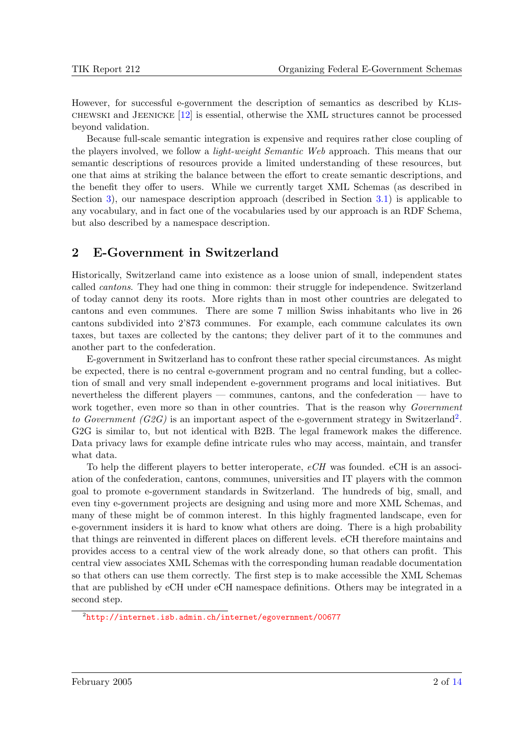However, for successful e-government the description of semantics as described by Klischewski and Jeenicke [12] is essential, otherwise the XML structures cannot be processed beyond validation.

Because full-scale semantic integration is expensive and requires rather close coupling of the players involved, we follow a *light-weight Semantic Web* approach. This means that our semantic descriptions of resources provide a limited understanding of these resources, but one that aims at striking the balance between the effort to create semantic descriptions, and the benefit they offer to users. While we currently target XML Schemas (as described in Section 3), our namespace description approach (described in Section 3.1) is applicable to any vocabulary, and in fact one of the vocabularies used by our approach is an RDF Schema, but also described by a namespace description.

## 2 E-Government in Switzerland

Historically, Switzerland came into existence as a loose union of small, independent states called *cantons*. They had one thing in common: their struggle for independence. Switzerland of today cannot deny its roots. More rights than in most other countries are delegated to cantons and even communes. There are some 7 million Swiss inhabitants who live in 26 cantons subdivided into 2'873 communes. For example, each commune calculates its own taxes, but taxes are collected by the cantons; they deliver part of it to the communes and another part to the confederation.

E-government in Switzerland has to confront these rather special circumstances. As might be expected, there is no central e-government program and no central funding, but a collection of small and very small independent e-government programs and local initiatives. But nevertheless the different players — communes, cantons, and the confederation — have to work together, even more so than in other countries. That is the reason why *Government to Government (G2G)* is an important aspect of the e-government strategy in Switzerland[2]. G2G is similar to, but not identical with B2B. The legal framework makes the difference. Data privacy laws for example define intricate rules who may access, maintain, and transfer what data.

To help the different players to better interoperate, *eCH* was founded. eCH is an association of the confederation, cantons, communes, universities and IT players with the common goal to promote e-government standards in Switzerland. The hundreds of big, small, and even tiny e-government projects are designing and using more and more XML Schemas, and many of these might be of common interest. In this highly fragmented landscape, even for e-government insiders it is hard to know what others are doing. There is a high probability that things are reinvented in different places on different levels. eCH therefore maintains and provides access to a central view of the work already done, so that others can profit. This central view associates XML Schemas with the corresponding human readable documentation so that others can use them correctly. The first step is to make accessible the XML Schemas that are published by eCH under eCH namespace definitions. Others may be integrated in a second step.

[2] http://internet.isb.admin.ch/internet/egovernment/00677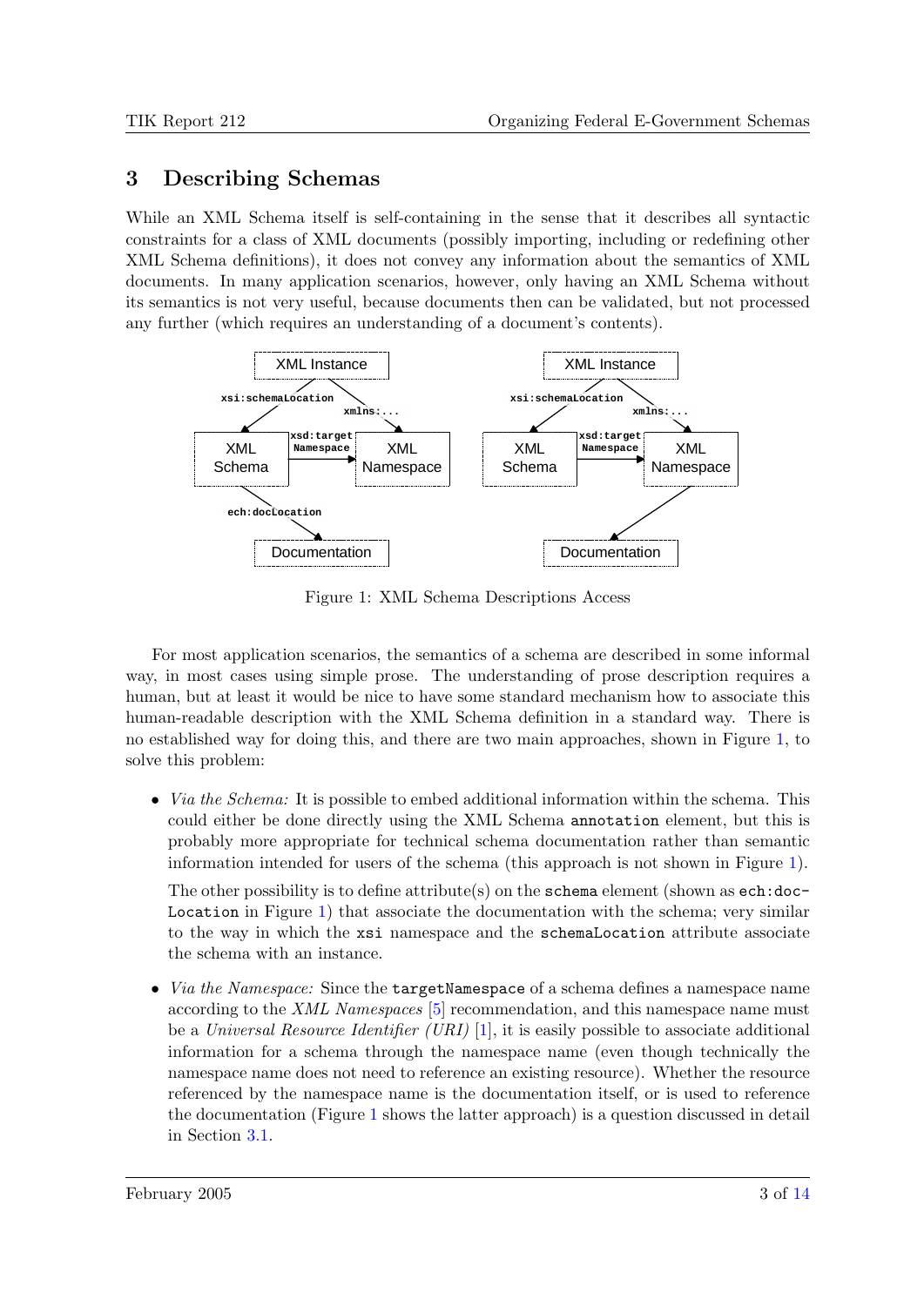## 3 Describing Schemas

While an XML Schema itself is self-containing in the sense that it describes all syntactic constraints for a class of XML documents (possibly importing, including or redefining other XML Schema definitions), it does not convey any information about the semantics of XML documents. In many application scenarios, however, only having an XML Schema without its semantics is not very useful, because documents then can be validated, but not processed any further (which requires an understanding of a document's contents).

Figure 1: XML Schema Descriptions Access

For most application scenarios, the semantics of a schema are described in some informal way, in most cases using simple prose. The understanding of prose description requires a human, but at least it would be nice to have some standard mechanism how to associate this human-readable description with the XML Schema definition in a standard way. There is no established way for doing this, and there are two main approaches, shown in Figure 1, to solve this problem:

- *Via the Schema:* It is possible to embed additional information within the schema. This could either be done directly using the XML Schema `annotation` element, but this is probably more appropriate for technical schema documentation rather than semantic information intended for users of the schema (this approach is not shown in Figure 1).

  The other possibility is to define attribute(s) on the `schema` element (shown as `ech:docLocation` in Figure 1) that associate the documentation with the schema; very similar to the way in which the `xsi` namespace and the `schemaLocation` attribute associate the schema with an instance.

- *Via the Namespace:* Since the `targetNamespace` of a schema defines a namespace name according to the *XML Namespaces* [5] recommendation, and this namespace name must be a *Universal Resource Identifier (URI)* [1], it is easily possible to associate additional information for a schema through the namespace name (even though technically the namespace name does not need to reference an existing resource). Whether the resource referenced by the namespace name is the documentation itself, or is used to reference the documentation (Figure 1 shows the latter approach) is a question discussed in detail in Section 3.1.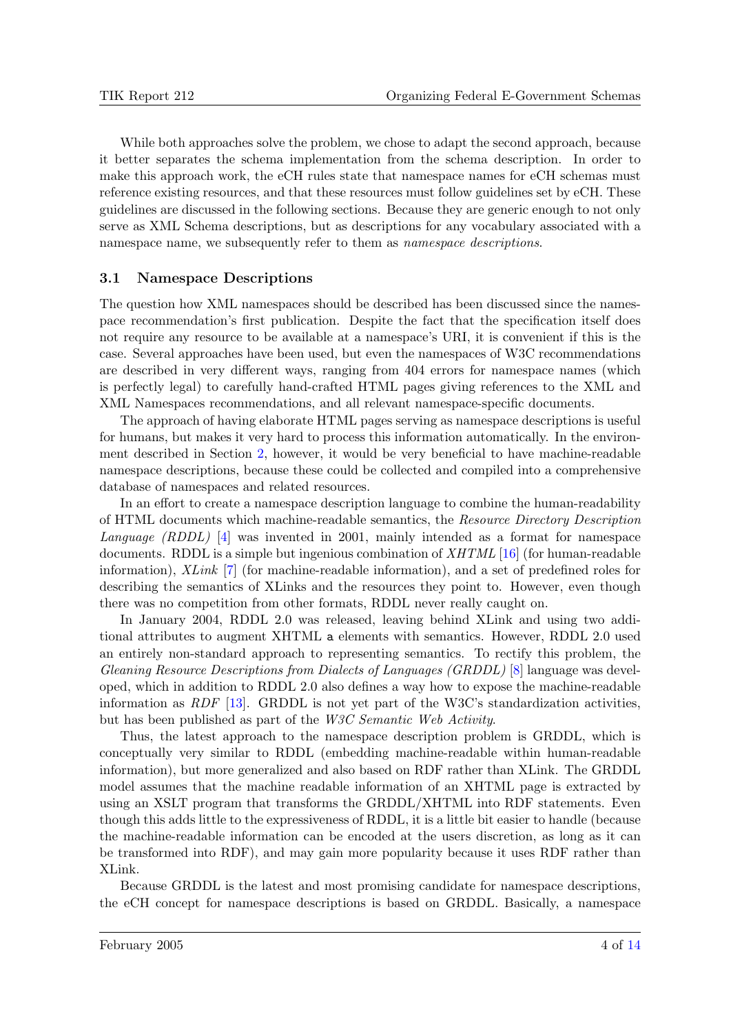While both approaches solve the problem, we chose to adapt the second approach, because it better separates the schema implementation from the schema description. In order to make this approach work, the eCH rules state that namespace names for eCH schemas must reference existing resources, and that these resources must follow guidelines set by eCH. These guidelines are discussed in the following sections. Because they are generic enough to not only serve as XML Schema descriptions, but as descriptions for any vocabulary associated with a namespace name, we subsequently refer to them as *namespace descriptions*.

### 3.1 Namespace Descriptions

The question how XML namespaces should be described has been discussed since the namespace recommendation's first publication. Despite the fact that the specification itself does not require any resource to be available at a namespace's URI, it is convenient if this is the case. Several approaches have been used, but even the namespaces of W3C recommendations are described in very different ways, ranging from 404 errors for namespace names (which is perfectly legal) to carefully hand-crafted HTML pages giving references to the XML and XML Namespaces recommendations, and all relevant namespace-specific documents.

The approach of having elaborate HTML pages serving as namespace descriptions is useful for humans, but makes it very hard to process this information automatically. In the environment described in Section 2, however, it would be very beneficial to have machine-readable namespace descriptions, because these could be collected and compiled into a comprehensive database of namespaces and related resources.

In an effort to create a namespace description language to combine the human-readability of HTML documents which machine-readable semantics, the *Resource Directory Description Language (RDDL)* [4] was invented in 2001, mainly intended as a format for namespace documents. RDDL is a simple but ingenious combination of *XHTML* [16] (for human-readable information), *XLink* [7] (for machine-readable information), and a set of predefined roles for describing the semantics of XLinks and the resources they point to. However, even though there was no competition from other formats, RDDL never really caught on.

In January 2004, RDDL 2.0 was released, leaving behind XLink and using two additional attributes to augment XHTML `a` elements with semantics. However, RDDL 2.0 used an entirely non-standard approach to representing semantics. To rectify this problem, the *Gleaning Resource Descriptions from Dialects of Languages (GRDDL)* [8] language was developed, which in addition to RDDL 2.0 also defines a way how to expose the machine-readable information as *RDF* [13]. GRDDL is not yet part of the W3C's standardization activities, but has been published as part of the *W3C Semantic Web Activity*.

Thus, the latest approach to the namespace description problem is GRDDL, which is conceptually very similar to RDDL (embedding machine-readable within human-readable information), but more generalized and also based on RDF rather than XLink. The GRDDL model assumes that the machine readable information of an XHTML page is extracted by using an XSLT program that transforms the GRDDL/XHTML into RDF statements. Even though this adds little to the expressiveness of RDDL, it is a little bit easier to handle (because the machine-readable information can be encoded at the users discretion, as long as it can be transformed into RDF), and may gain more popularity because it uses RDF rather than XLink.

Because GRDDL is the latest and most promising candidate for namespace descriptions, the eCH concept for namespace descriptions is based on GRDDL. Basically, a namespace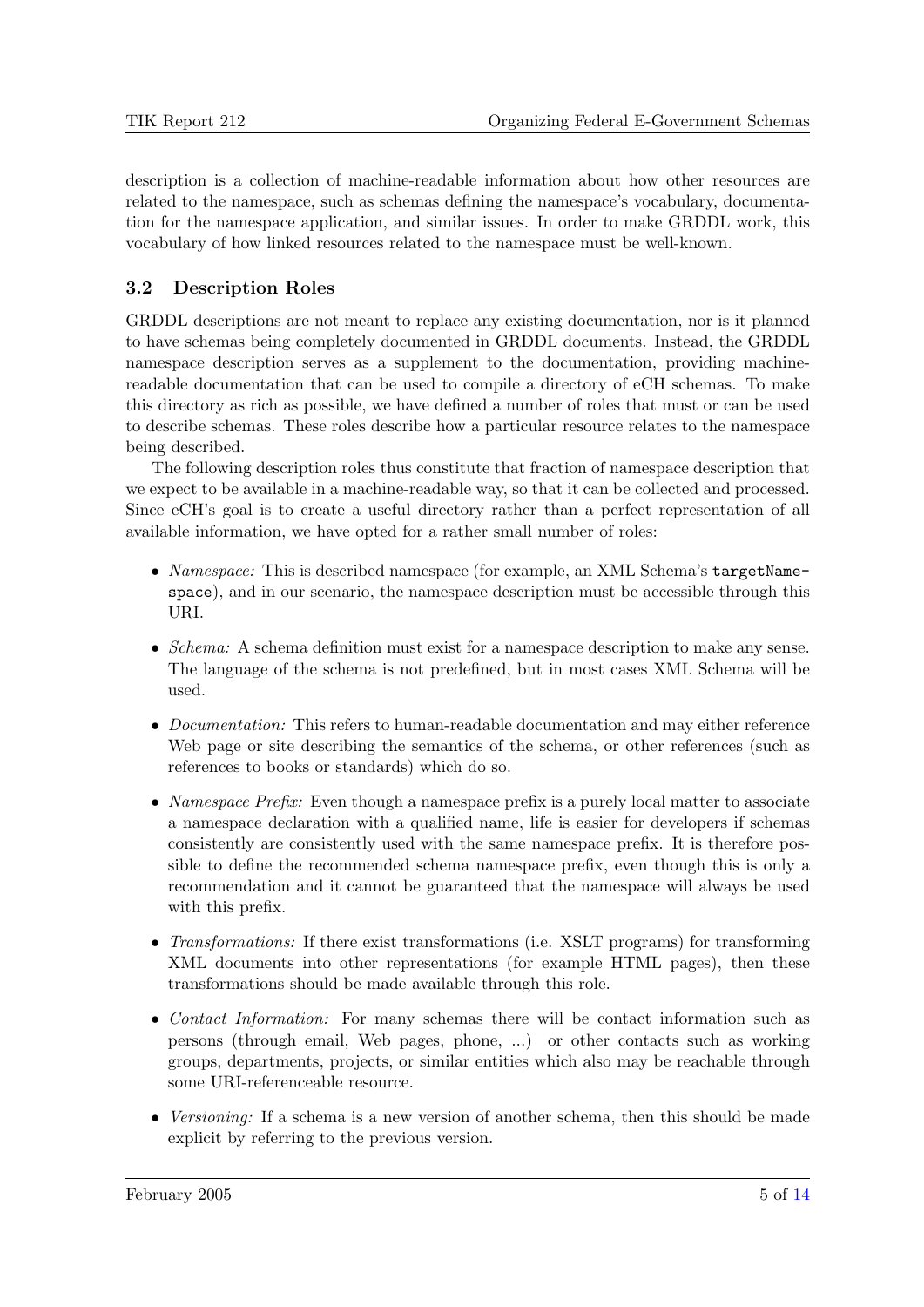description is a collection of machine-readable information about how other resources are related to the namespace, such as schemas defining the namespace's vocabulary, documentation for the namespace application, and similar issues. In order to make GRDDL work, this vocabulary of how linked resources related to the namespace must be well-known.

### 3.2 Description Roles

GRDDL descriptions are not meant to replace any existing documentation, nor is it planned to have schemas being completely documented in GRDDL documents. Instead, the GRDDL namespace description serves as a supplement to the documentation, providing machine-readable documentation that can be used to compile a directory of eCH schemas. To make this directory as rich as possible, we have defined a number of roles that must or can be used to describe schemas. These roles describe how a particular resource relates to the namespace being described.

The following description roles thus constitute that fraction of namespace description that we expect to be available in a machine-readable way, so that it can be collected and processed. Since eCH's goal is to create a useful directory rather than a perfect representation of all available information, we have opted for a rather small number of roles:

- *Namespace:* This is described namespace (for example, an XML Schema's `targetNamespace`), and in our scenario, the namespace description must be accessible through this URI.
- *Schema:* A schema definition must exist for a namespace description to make any sense. The language of the schema is not predefined, but in most cases XML Schema will be used.
- *Documentation:* This refers to human-readable documentation and may either reference Web page or site describing the semantics of the schema, or other references (such as references to books or standards) which do so.
- *Namespace Prefix:* Even though a namespace prefix is a purely local matter to associate a namespace declaration with a qualified name, life is easier for developers if schemas consistently are consistently used with the same namespace prefix. It is therefore possible to define the recommended schema namespace prefix, even though this is only a recommendation and it cannot be guaranteed that the namespace will always be used with this prefix.
- *Transformations:* If there exist transformations (i.e. XSLT programs) for transforming XML documents into other representations (for example HTML pages), then these transformations should be made available through this role.
- *Contact Information:* For many schemas there will be contact information such as persons (through email, Web pages, phone, ...) or other contacts such as working groups, departments, projects, or similar entities which also may be reachable through some URI-referenceable resource.
- *Versioning:* If a schema is a new version of another schema, then this should be made explicit by referring to the previous version.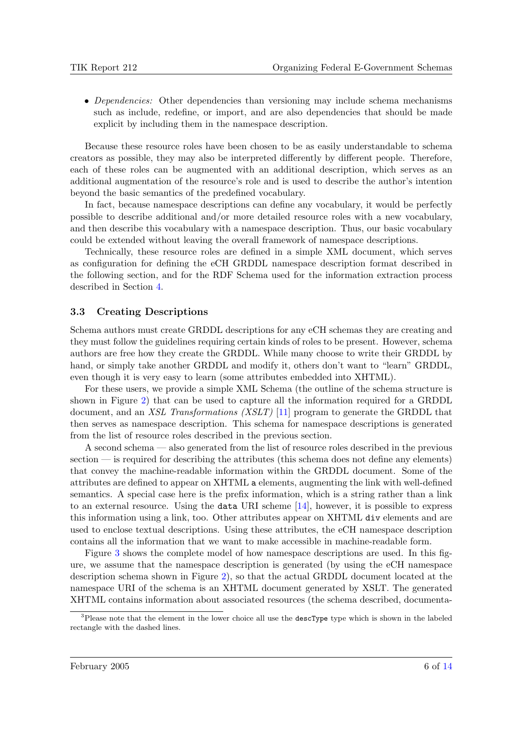- *Dependencies:* Other dependencies than versioning may include schema mechanisms such as include, redefine, or import, and are also dependencies that should be made explicit by including them in the namespace description.

Because these resource roles have been chosen to be as easily understandable to schema creators as possible, they may also be interpreted differently by different people. Therefore, each of these roles can be augmented with an additional description, which serves as an additional augmentation of the resource's role and is used to describe the author's intention beyond the basic semantics of the predefined vocabulary.

In fact, because namespace descriptions can define any vocabulary, it would be perfectly possible to describe additional and/or more detailed resource roles with a new vocabulary, and then describe this vocabulary with a namespace description. Thus, our basic vocabulary could be extended without leaving the overall framework of namespace descriptions.

Technically, these resource roles are defined in a simple XML document, which serves as configuration for defining the eCH GRDDL namespace description format described in the following section, and for the RDF Schema used for the information extraction process described in Section 4.

### 3.3 Creating Descriptions

Schema authors must create GRDDL descriptions for any eCH schemas they are creating and they must follow the guidelines requiring certain kinds of roles to be present. However, schema authors are free how they create the GRDDL. While many choose to write their GRDDL by hand, or simply take another GRDDL and modify it, others don't want to "learn" GRDDL, even though it is very easy to learn (some attributes embedded into XHTML).

For these users, we provide a simple XML Schema (the outline of the schema structure is shown in Figure 2) that can be used to capture all the information required for a GRDDL document, and an *XSL Transformations (XSLT)* [11] program to generate the GRDDL that then serves as namespace description. This schema for namespace descriptions is generated from the list of resource roles described in the previous section.

A second schema — also generated from the list of resource roles described in the previous section — is required for describing the attributes (this schema does not define any elements) that convey the machine-readable information within the GRDDL document. Some of the attributes are defined to appear on XHTML `a` elements, augmenting the link with well-defined semantics. A special case here is the prefix information, which is a string rather than a link to an external resource. Using the `data` URI scheme [14], however, it is possible to express this information using a link, too. Other attributes appear on XHTML `div` elements and are used to enclose textual descriptions. Using these attributes, the eCH namespace description contains all the information that we want to make accessible in machine-readable form.

Figure 3 shows the complete model of how namespace descriptions are used. In this figure, we assume that the namespace description is generated (by using the eCH namespace description schema shown in Figure 2), so that the actual GRDDL document located at the namespace URI of the schema is an XHTML document generated by XSLT. The generated XHTML contains information about associated resources (the schema described, documenta-

[3] Please note that the element in the lower choice all use the `descType` type which is shown in the labeled rectangle with the dashed lines.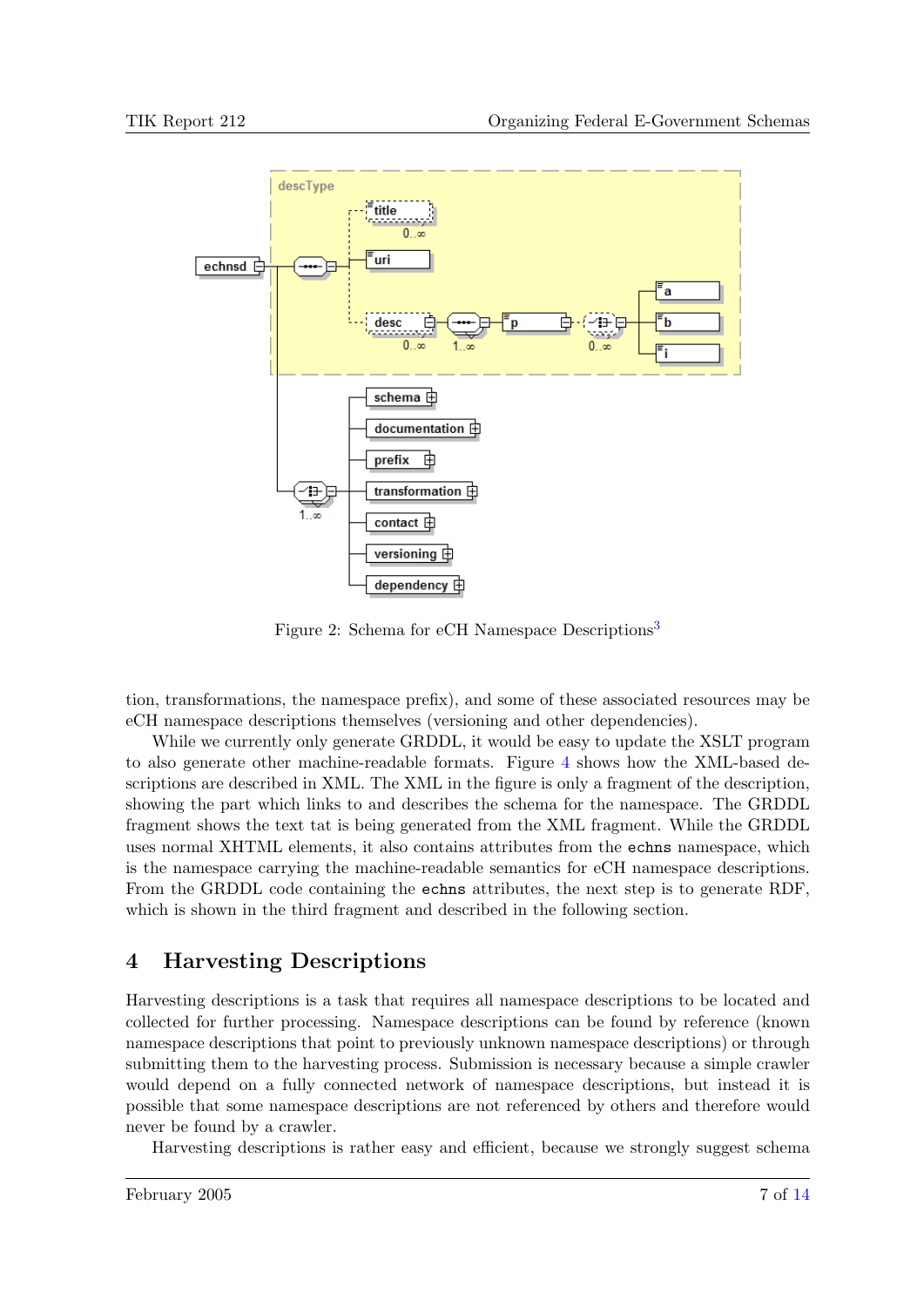Figure 2: Schema for eCH Namespace Descriptions[3]

tion, transformations, the namespace prefix), and some of these associated resources may be eCH namespace descriptions themselves (versioning and other dependencies).

While we currently only generate GRDDL, it would be easy to update the XSLT program to also generate other machine-readable formats. Figure 4 shows how the XML-based descriptions are described in XML. The XML in the figure is only a fragment of the description, showing the part which links to and describes the schema for the namespace. The GRDDL fragment shows the text tat is being generated from the XML fragment. While the GRDDL uses normal XHTML elements, it also contains attributes from the `echns` namespace, which is the namespace carrying the machine-readable semantics for eCH namespace descriptions. From the GRDDL code containing the `echns` attributes, the next step is to generate RDF, which is shown in the third fragment and described in the following section.

# 4 Harvesting Descriptions

Harvesting descriptions is a task that requires all namespace descriptions to be located and collected for further processing. Namespace descriptions can be found by reference (known namespace descriptions that point to previously unknown namespace descriptions) or through submitting them to the harvesting process. Submission is necessary because a simple crawler would depend on a fully connected network of namespace descriptions, but instead it is possible that some namespace descriptions are not referenced by others and therefore would never be found by a crawler.

Harvesting descriptions is rather easy and efficient, because we strongly suggest schema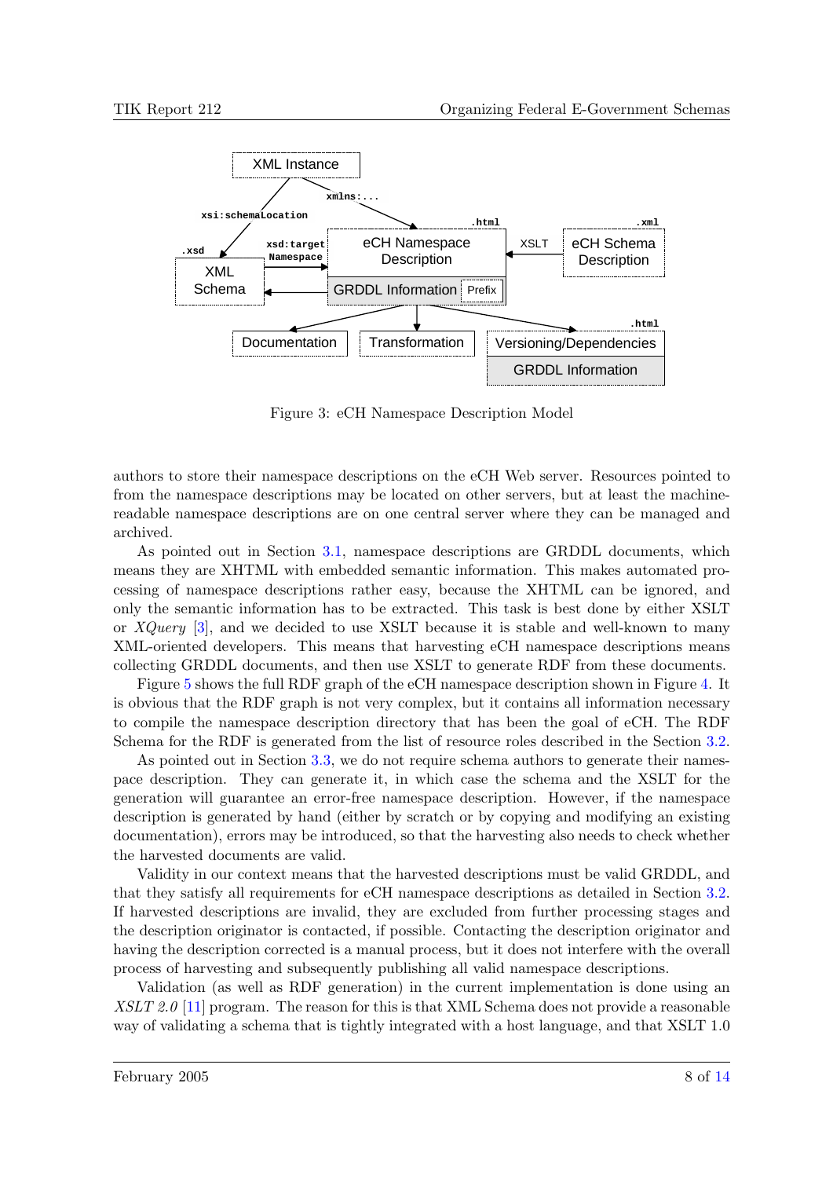Figure 3: eCH Namespace Description Model

authors to store their namespace descriptions on the eCH Web server. Resources pointed to from the namespace descriptions may be located on other servers, but at least the machine-readable namespace descriptions are on one central server where they can be managed and archived.

As pointed out in Section 3.1, namespace descriptions are GRDDL documents, which means they are XHTML with embedded semantic information. This makes automated processing of namespace descriptions rather easy, because the XHTML can be ignored, and only the semantic information has to be extracted. This task is best done by either XSLT or *XQuery* [3], and we decided to use XSLT because it is stable and well-known to many XML-oriented developers. This means that harvesting eCH namespace descriptions means collecting GRDDL documents, and then use XSLT to generate RDF from these documents.

Figure 5 shows the full RDF graph of the eCH namespace description shown in Figure 4. It is obvious that the RDF graph is not very complex, but it contains all information necessary to compile the namespace description directory that has been the goal of eCH. The RDF Schema for the RDF is generated from the list of resource roles described in the Section 3.2.

As pointed out in Section 3.3, we do not require schema authors to generate their namespace description. They can generate it, in which case the schema and the XSLT for the generation will guarantee an error-free namespace description. However, if the namespace description is generated by hand (either by scratch or by copying and modifying an existing documentation), errors may be introduced, so that the harvesting also needs to check whether the harvested documents are valid.

Validity in our context means that the harvested descriptions must be valid GRDDL, and that they satisfy all requirements for eCH namespace descriptions as detailed in Section 3.2. If harvested descriptions are invalid, they are excluded from further processing stages and the description originator is contacted, if possible. Contacting the description originator and having the description corrected is a manual process, but it does not interfere with the overall process of harvesting and subsequently publishing all valid namespace descriptions.

Validation (as well as RDF generation) in the current implementation is done using an *XSLT 2.0* [11] program. The reason for this is that XML Schema does not provide a reasonable way of validating a schema that is tightly integrated with a host language, and that XSLT 1.0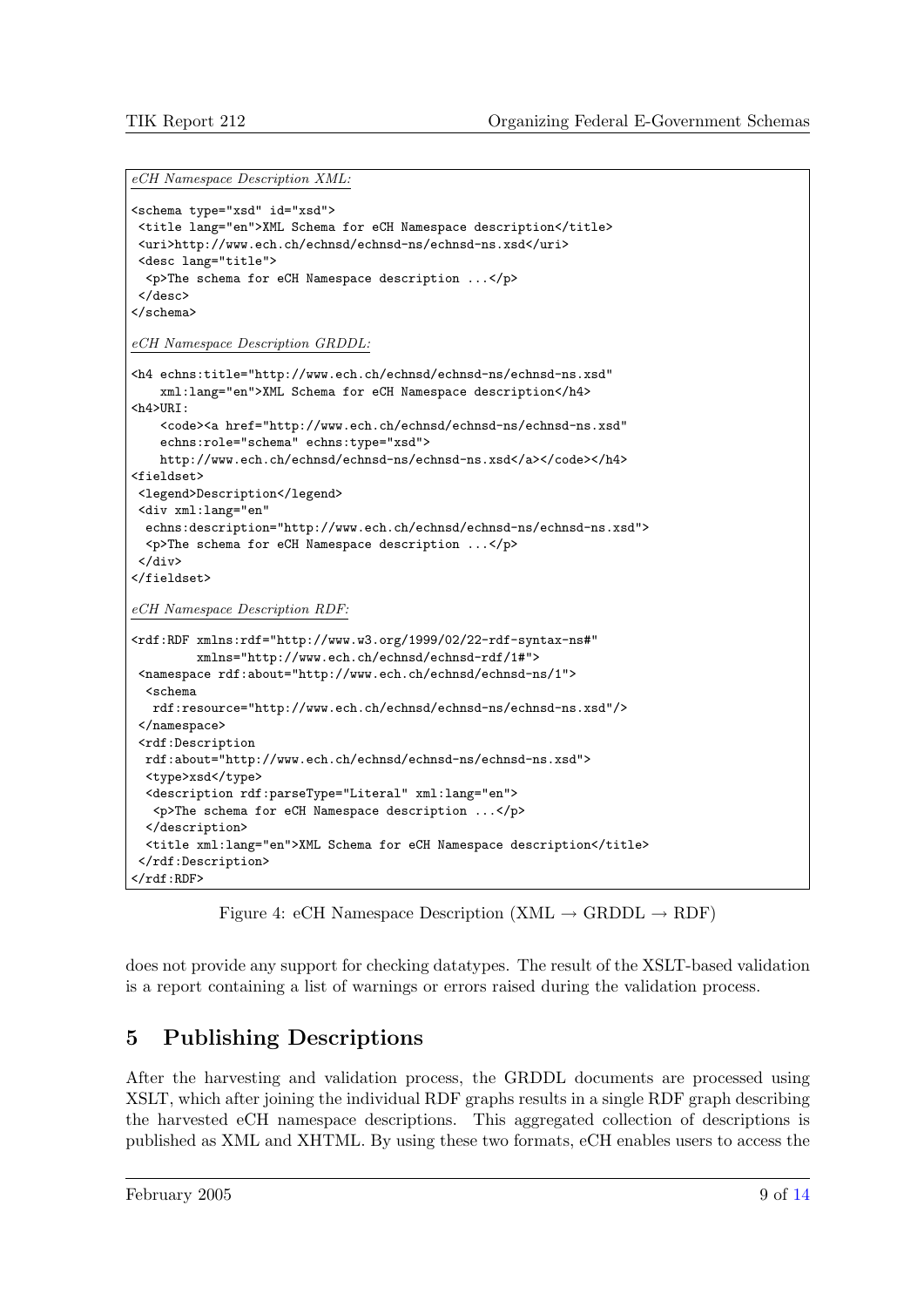*eCH Namespace Description XML:*

```
<schema type="xsd" id="xsd">
 <title lang="en">XML Schema for eCH Namespace description</title>
 <uri>http://www.ech.ch/echnsd/echnsd-ns/echnsd-ns.xsd</uri>
 <desc lang="title">
  <p>The schema for eCH Namespace description ...</p>
 </desc>
</schema>
```

*eCH Namespace Description GRDDL:*

```
<h4 echns:title="http://www.ech.ch/echnsd/echnsd-ns/echnsd-ns.xsd"
    xml:lang="en">XML Schema for eCH Namespace description</h4>
<h4>URI:
    <code><a href="http://www.ech.ch/echnsd/echnsd-ns/echnsd-ns.xsd"
    echns:role="schema" echns:type="xsd">
    http://www.ech.ch/echnsd/echnsd-ns/echnsd-ns.xsd</a></code></h4>
<fieldset>
 <legend>Description</legend>
 <div xml:lang="en"
  echns:description="http://www.ech.ch/echnsd/echnsd-ns/echnsd-ns.xsd">
  <p>The schema for eCH Namespace description ...</p>
 </div>
</fieldset>
```

*eCH Namespace Description RDF:*

```
<rdf:RDF xmlns:rdf="http://www.w3.org/1999/02/22-rdf-syntax-ns#"
         xmlns="http://www.ech.ch/echnsd/echnsd-rdf/1#">
 <namespace rdf:about="http://www.ech.ch/echnsd/echnsd-ns/1">
  <schema
   rdf:resource="http://www.ech.ch/echnsd/echnsd-ns/echnsd-ns.xsd"/>
 </namespace>
 <rdf:Description
  rdf:about="http://www.ech.ch/echnsd/echnsd-ns/echnsd-ns.xsd">
  <type>xsd</type>
  <description rdf:parseType="Literal" xml:lang="en">
   <p>The schema for eCH Namespace description ...</p>
  </description>
  <title xml:lang="en">XML Schema for eCH Namespace description</title>
 </rdf:Description>
</rdf:RDF>
```

Figure 4: eCH Namespace Description (XML → GRDDL → RDF)

does not provide any support for checking datatypes. The result of the XSLT-based validation is a report containing a list of warnings or errors raised during the validation process.

# 5 Publishing Descriptions

After the harvesting and validation process, the GRDDL documents are processed using XSLT, which after joining the individual RDF graphs results in a single RDF graph describing the harvested eCH namespace descriptions. This aggregated collection of descriptions is published as XML and XHTML. By using these two formats, eCH enables users to access the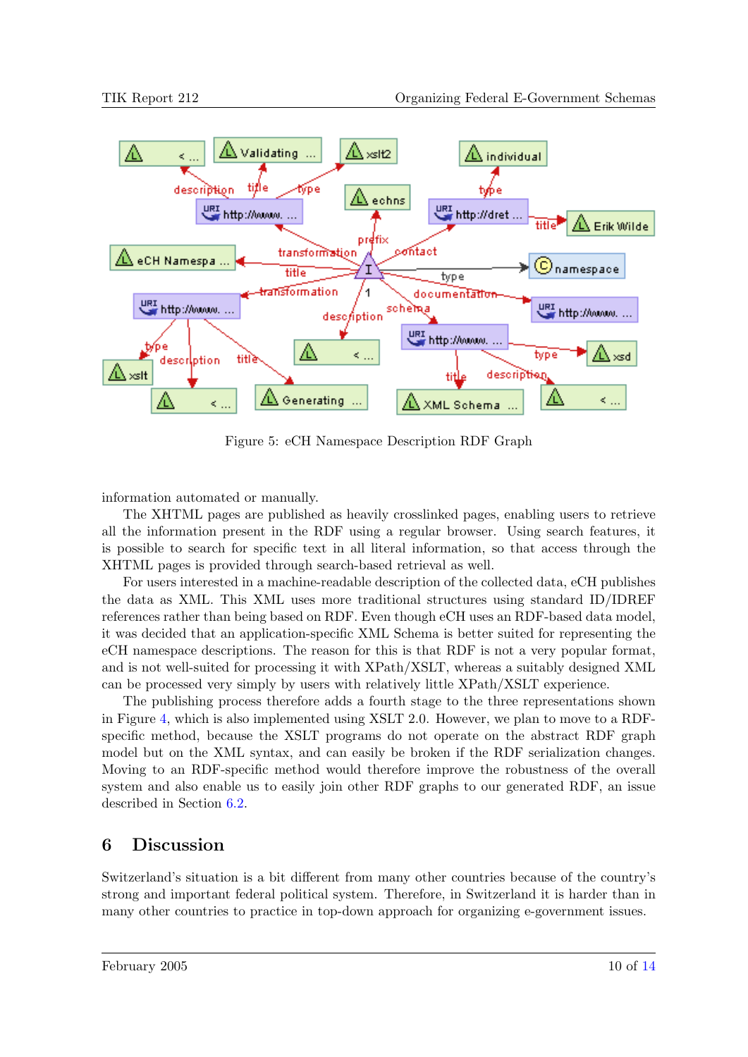Figure 5: eCH Namespace Description RDF Graph

information automated or manually.

The XHTML pages are published as heavily crosslinked pages, enabling users to retrieve all the information present in the RDF using a regular browser. Using search features, it is possible to search for specific text in all literal information, so that access through the XHTML pages is provided through search-based retrieval as well.

For users interested in a machine-readable description of the collected data, eCH publishes the data as XML. This XML uses more traditional structures using standard ID/IDREF references rather than being based on RDF. Even though eCH uses an RDF-based data model, it was decided that an application-specific XML Schema is better suited for representing the eCH namespace descriptions. The reason for this is that RDF is not a very popular format, and is not well-suited for processing it with XPath/XSLT, whereas a suitably designed XML can be processed very simply by users with relatively little XPath/XSLT experience.

The publishing process therefore adds a fourth stage to the three representations shown in Figure 4, which is also implemented using XSLT 2.0. However, we plan to move to a RDF-specific method, because the XSLT programs do not operate on the abstract RDF graph model but on the XML syntax, and can easily be broken if the RDF serialization changes. Moving to an RDF-specific method would therefore improve the robustness of the overall system and also enable us to easily join other RDF graphs to our generated RDF, an issue described in Section 6.2.

# 6 Discussion

Switzerland's situation is a bit different from many other countries because of the country's strong and important federal political system. Therefore, in Switzerland it is harder than in many other countries to practice in top-down approach for organizing e-government issues.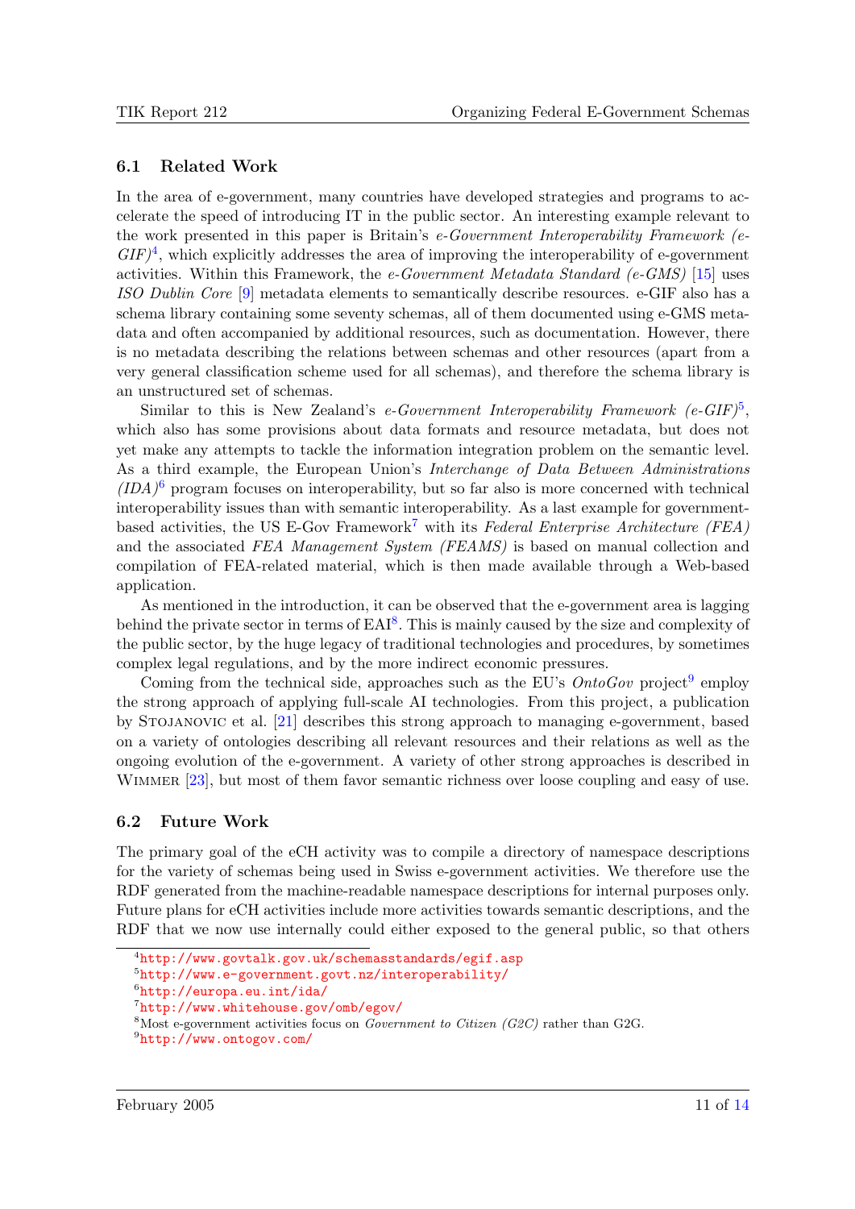### 6.1 Related Work

In the area of e-government, many countries have developed strategies and programs to accelerate the speed of introducing IT in the public sector. An interesting example relevant to the work presented in this paper is Britain's *e-Government Interoperability Framework (e-GIF)*[4], which explicitly addresses the area of improving the interoperability of e-government activities. Within this Framework, the *e-Government Metadata Standard (e-GMS)* [15] uses *ISO Dublin Core* [9] metadata elements to semantically describe resources. e-GIF also has a schema library containing some seventy schemas, all of them documented using e-GMS metadata and often accompanied by additional resources, such as documentation. However, there is no metadata describing the relations between schemas and other resources (apart from a very general classification scheme used for all schemas), and therefore the schema library is an unstructured set of schemas.

Similar to this is New Zealand's *e-Government Interoperability Framework (e-GIF)*[5], which also has some provisions about data formats and resource metadata, but does not yet make any attempts to tackle the information integration problem on the semantic level. As a third example, the European Union's *Interchange of Data Between Administrations (IDA)*[6] program focuses on interoperability, but so far also is more concerned with technical interoperability issues than with semantic interoperability. As a last example for government-based activities, the US E-Gov Framework[7] with its *Federal Enterprise Architecture (FEA)* and the associated *FEA Management System (FEAMS)* is based on manual collection and compilation of FEA-related material, which is then made available through a Web-based application.

As mentioned in the introduction, it can be observed that the e-government area is lagging behind the private sector in terms of EAI[8]. This is mainly caused by the size and complexity of the public sector, by the huge legacy of traditional technologies and procedures, by sometimes complex legal regulations, and by the more indirect economic pressures.

Coming from the technical side, approaches such as the EU's *OntoGov* project[9] employ the strong approach of applying full-scale AI technologies. From this project, a publication by Stojanovic et al. [21] describes this strong approach to managing e-government, based on a variety of ontologies describing all relevant resources and their relations as well as the ongoing evolution of the e-government. A variety of other strong approaches is described in Wimmer [23], but most of them favor semantic richness over loose coupling and easy of use.

### 6.2 Future Work

The primary goal of the eCH activity was to compile a directory of namespace descriptions for the variety of schemas being used in Swiss e-government activities. We therefore use the RDF generated from the machine-readable namespace descriptions for internal purposes only. Future plans for eCH activities include more activities towards semantic descriptions, and the RDF that we now use internally could either exposed to the general public, so that others

---

[4] http://www.govtalk.gov.uk/schemasstandards/egif.asp

[5] http://www.e-government.govt.nz/interoperability/

[6] http://europa.eu.int/ida/

[7] http://www.whitehouse.gov/omb/egov/

[8] Most e-government activities focus on *Government to Citizen (G2C)* rather than G2G.

[9] http://www.ontogov.com/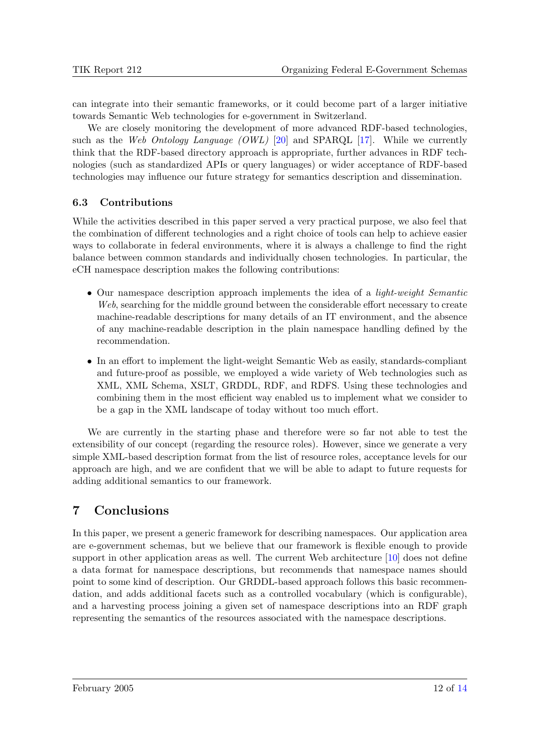can integrate into their semantic frameworks, or it could become part of a larger initiative towards Semantic Web technologies for e-government in Switzerland.

We are closely monitoring the development of more advanced RDF-based technologies, such as the *Web Ontology Language (OWL)* [20] and SPARQL [17]. While we currently think that the RDF-based directory approach is appropriate, further advances in RDF technologies (such as standardized APIs or query languages) or wider acceptance of RDF-based technologies may influence our future strategy for semantics description and dissemination.

### 6.3 Contributions

While the activities described in this paper served a very practical purpose, we also feel that the combination of different technologies and a right choice of tools can help to achieve easier ways to collaborate in federal environments, where it is always a challenge to find the right balance between common standards and individually chosen technologies. In particular, the eCH namespace description makes the following contributions:

- Our namespace description approach implements the idea of a *light-weight Semantic Web*, searching for the middle ground between the considerable effort necessary to create machine-readable descriptions for many details of an IT environment, and the absence of any machine-readable description in the plain namespace handling defined by the recommendation.
- In an effort to implement the light-weight Semantic Web as easily, standards-compliant and future-proof as possible, we employed a wide variety of Web technologies such as XML, XML Schema, XSLT, GRDDL, RDF, and RDFS. Using these technologies and combining them in the most efficient way enabled us to implement what we consider to be a gap in the XML landscape of today without too much effort.

We are currently in the starting phase and therefore were so far not able to test the extensibility of our concept (regarding the resource roles). However, since we generate a very simple XML-based description format from the list of resource roles, acceptance levels for our approach are high, and we are confident that we will be able to adapt to future requests for adding additional semantics to our framework.

## 7 Conclusions

In this paper, we present a generic framework for describing namespaces. Our application area are e-government schemas, but we believe that our framework is flexible enough to provide support in other application areas as well. The current Web architecture [10] does not define a data format for namespace descriptions, but recommends that namespace names should point to some kind of description. Our GRDDL-based approach follows this basic recommendation, and adds additional facets such as a controlled vocabulary (which is configurable), and a harvesting process joining a given set of namespace descriptions into an RDF graph representing the semantics of the resources associated with the namespace descriptions.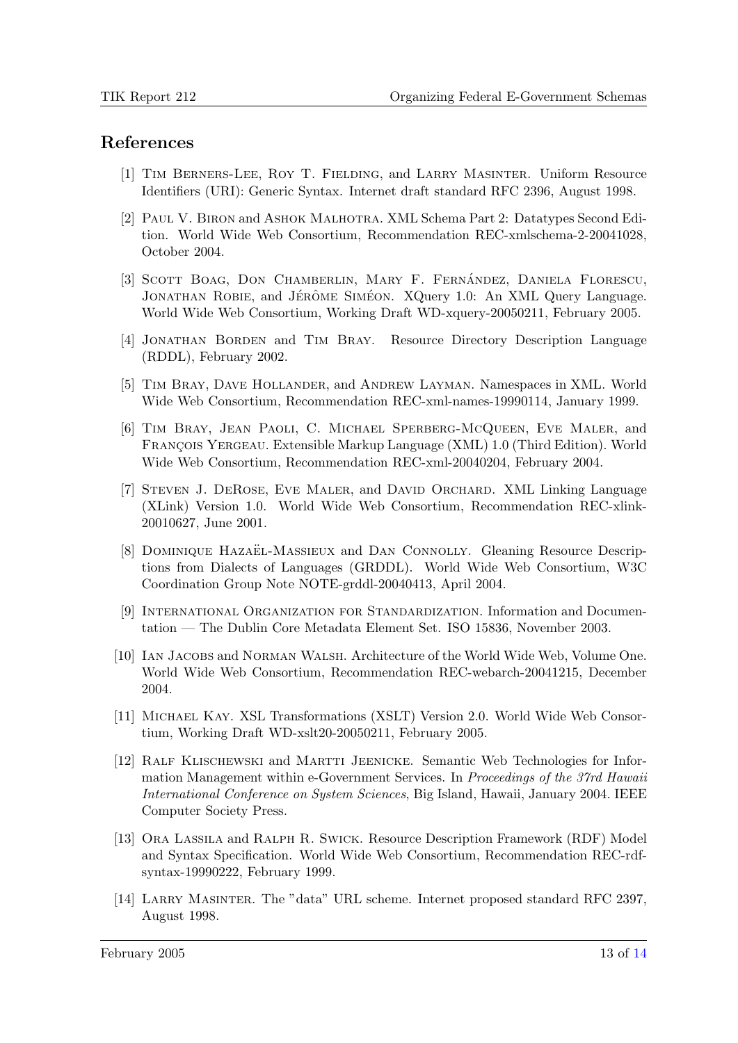## References

[1] Tim Berners-Lee, Roy T. Fielding, and Larry Masinter. Uniform Resource Identifiers (URI): Generic Syntax. Internet draft standard RFC 2396, August 1998.

[2] Paul V. Biron and Ashok Malhotra. XML Schema Part 2: Datatypes Second Edition. World Wide Web Consortium, Recommendation REC-xmlschema-2-20041028, October 2004.

[3] Scott Boag, Don Chamberlin, Mary F. Fernández, Daniela Florescu, Jonathan Robie, and Jérôme Siméon. XQuery 1.0: An XML Query Language. World Wide Web Consortium, Working Draft WD-xquery-20050211, February 2005.

[4] Jonathan Borden and Tim Bray. Resource Directory Description Language (RDDL), February 2002.

[5] Tim Bray, Dave Hollander, and Andrew Layman. Namespaces in XML. World Wide Web Consortium, Recommendation REC-xml-names-19990114, January 1999.

[6] Tim Bray, Jean Paoli, C. Michael Sperberg-McQueen, Eve Maler, and François Yergeau. Extensible Markup Language (XML) 1.0 (Third Edition). World Wide Web Consortium, Recommendation REC-xml-20040204, February 2004.

[7] Steven J. DeRose, Eve Maler, and David Orchard. XML Linking Language (XLink) Version 1.0. World Wide Web Consortium, Recommendation REC-xlink-20010627, June 2001.

[8] Dominique Hazaël-Massieux and Dan Connolly. Gleaning Resource Descriptions from Dialects of Languages (GRDDL). World Wide Web Consortium, W3C Coordination Group Note NOTE-grddl-20040413, April 2004.

[9] International Organization for Standardization. Information and Documentation — The Dublin Core Metadata Element Set. ISO 15836, November 2003.

[10] Ian Jacobs and Norman Walsh. Architecture of the World Wide Web, Volume One. World Wide Web Consortium, Recommendation REC-webarch-20041215, December 2004.

[11] Michael Kay. XSL Transformations (XSLT) Version 2.0. World Wide Web Consortium, Working Draft WD-xslt20-20050211, February 2005.

[12] Ralf Klischewski and Martti Jeenicke. Semantic Web Technologies for Information Management within e-Government Services. In *Proceedings of the 37rd Hawaii International Conference on System Sciences*, Big Island, Hawaii, January 2004. IEEE Computer Society Press.

[13] Ora Lassila and Ralph R. Swick. Resource Description Framework (RDF) Model and Syntax Specification. World Wide Web Consortium, Recommendation REC-rdf-syntax-19990222, February 1999.

[14] Larry Masinter. The "data" URL scheme. Internet proposed standard RFC 2397, August 1998.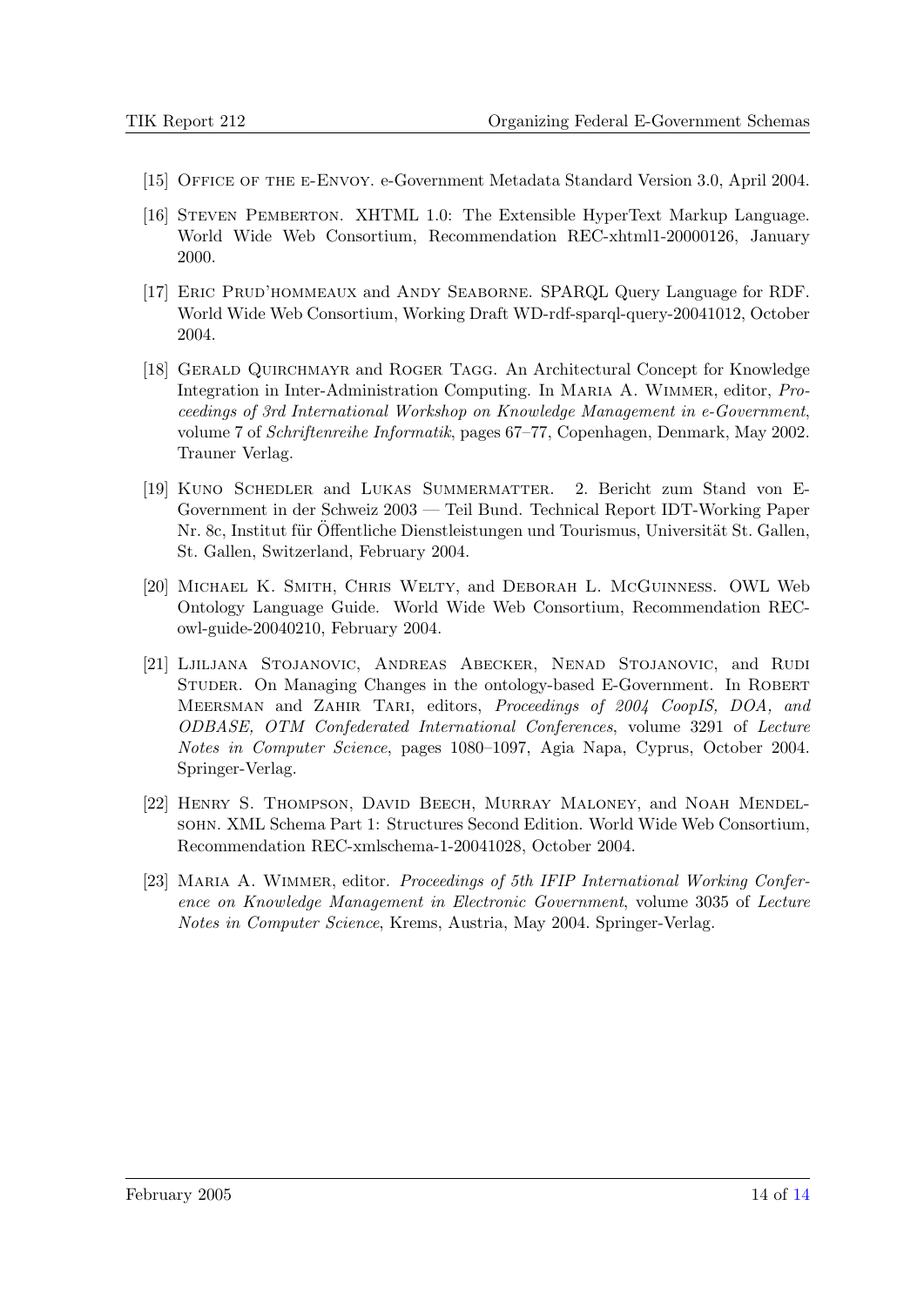[15] Office of the e-Envoy. e-Government Metadata Standard Version 3.0, April 2004.

[16] Steven Pemberton. XHTML 1.0: The Extensible HyperText Markup Language. World Wide Web Consortium, Recommendation REC-xhtml1-20000126, January 2000.

[17] Eric Prud'hommeaux and Andy Seaborne. SPARQL Query Language for RDF. World Wide Web Consortium, Working Draft WD-rdf-sparql-query-20041012, October 2004.

[18] Gerald Quirchmayr and Roger Tagg. An Architectural Concept for Knowledge Integration in Inter-Administration Computing. In Maria A. Wimmer, editor, *Proceedings of 3rd International Workshop on Knowledge Management in e-Government*, volume 7 of *Schriftenreihe Informatik*, pages 67–77, Copenhagen, Denmark, May 2002. Trauner Verlag.

[19] Kuno Schedler and Lukas Summermatter. 2. Bericht zum Stand von E-Government in der Schweiz 2003 — Teil Bund. Technical Report IDT-Working Paper Nr. 8c, Institut für Öffentliche Dienstleistungen und Tourismus, Universität St. Gallen, St. Gallen, Switzerland, February 2004.

[20] Michael K. Smith, Chris Welty, and Deborah L. McGuinness. OWL Web Ontology Language Guide. World Wide Web Consortium, Recommendation REC-owl-guide-20040210, February 2004.

[21] Ljiljana Stojanovic, Andreas Abecker, Nenad Stojanovic, and Rudi Studer. On Managing Changes in the ontology-based E-Government. In Robert Meersman and Zahir Tari, editors, *Proceedings of 2004 CoopIS, DOA, and ODBASE, OTM Confederated International Conferences*, volume 3291 of *Lecture Notes in Computer Science*, pages 1080–1097, Agia Napa, Cyprus, October 2004. Springer-Verlag.

[22] Henry S. Thompson, David Beech, Murray Maloney, and Noah Mendelsohn. XML Schema Part 1: Structures Second Edition. World Wide Web Consortium, Recommendation REC-xmlschema-1-20041028, October 2004.

[23] Maria A. Wimmer, editor. *Proceedings of 5th IFIP International Working Conference on Knowledge Management in Electronic Government*, volume 3035 of *Lecture Notes in Computer Science*, Krems, Austria, May 2004. Springer-Verlag.